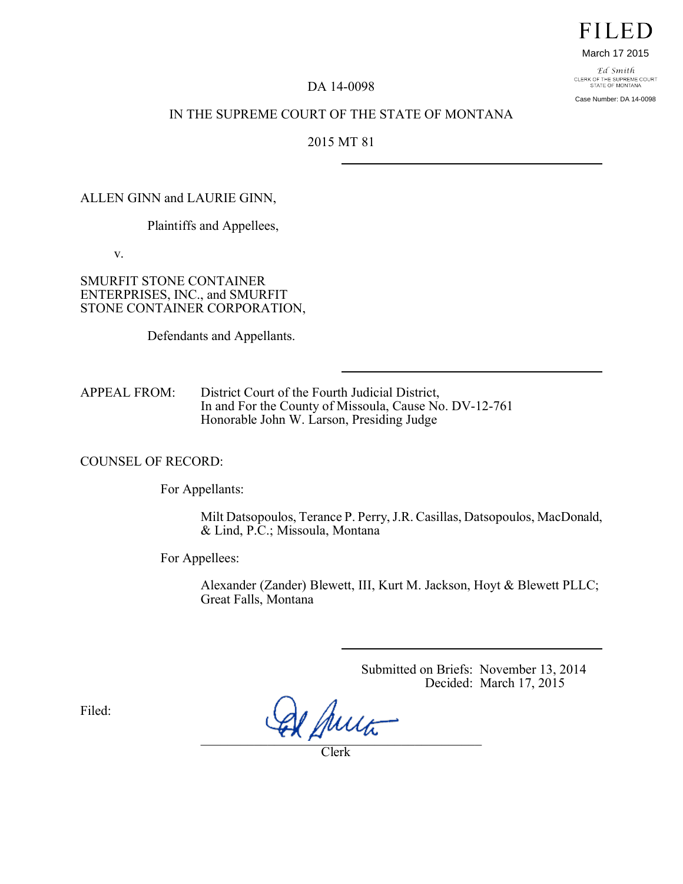FILED

March 17 2015

Ed Smith
CLERK OF THE SUPREME COURT
STATE OF MONTANA

Case Number: DA 14-0098

DA 14-0098

IN THE SUPREME COURT OF THE STATE OF MONTANA

2015 MT 81

---

ALLEN GINN and LAURIE GINN,

Plaintiffs and Appellees,

v.

SMURFIT STONE CONTAINER ENTERPRISES, INC., and SMURFIT STONE CONTAINER CORPORATION,

Defendants and Appellants.

---

APPEAL FROM: District Court of the Fourth Judicial District, In and For the County of Missoula, Cause No. DV-12-761
Honorable John W. Larson, Presiding Judge

COUNSEL OF RECORD:

For Appellants:

Milt Datsopoulos, Terance P. Perry, J.R. Casillas, Datsopoulos, MacDonald, & Lind, P.C.; Missoula, Montana

For Appellees:

Alexander (Zander) Blewett, III, Kurt M. Jackson, Hoyt & Blewett PLLC; Great Falls, Montana

---

Submitted on Briefs: November 13, 2014
Decided: March 17, 2015

Filed:

__________________________________________
Clerk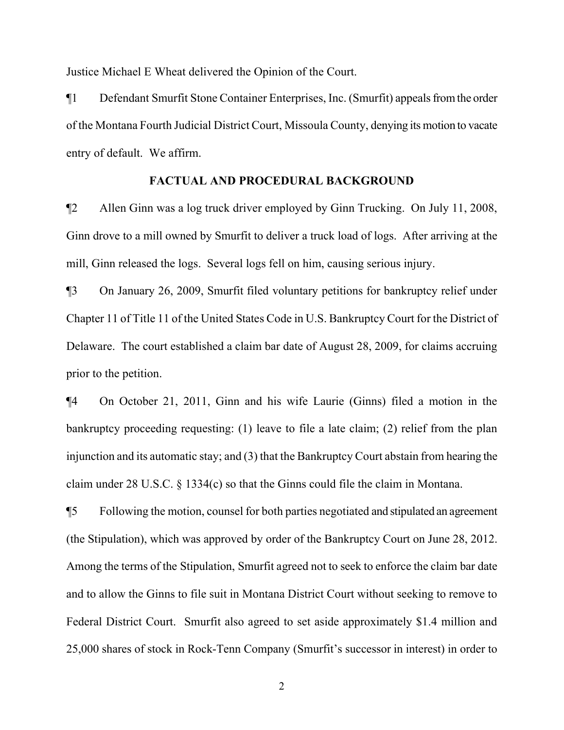Justice Michael E Wheat delivered the Opinion of the Court.

¶1 Defendant Smurfit Stone Container Enterprises, Inc. (Smurfit) appeals from the order of the Montana Fourth Judicial District Court, Missoula County, denying its motion to vacate entry of default. We affirm.

## FACTUAL AND PROCEDURAL BACKGROUND

¶2 Allen Ginn was a log truck driver employed by Ginn Trucking. On July 11, 2008, Ginn drove to a mill owned by Smurfit to deliver a truck load of logs. After arriving at the mill, Ginn released the logs. Several logs fell on him, causing serious injury.

¶3 On January 26, 2009, Smurfit filed voluntary petitions for bankruptcy relief under Chapter 11 of Title 11 of the United States Code in U.S. Bankruptcy Court for the District of Delaware. The court established a claim bar date of August 28, 2009, for claims accruing prior to the petition.

¶4 On October 21, 2011, Ginn and his wife Laurie (Ginns) filed a motion in the bankruptcy proceeding requesting: (1) leave to file a late claim; (2) relief from the plan injunction and its automatic stay; and (3) that the Bankruptcy Court abstain from hearing the claim under 28 U.S.C. § 1334(c) so that the Ginns could file the claim in Montana.

¶5 Following the motion, counsel for both parties negotiated and stipulated an agreement (the Stipulation), which was approved by order of the Bankruptcy Court on June 28, 2012. Among the terms of the Stipulation, Smurfit agreed not to seek to enforce the claim bar date and to allow the Ginns to file suit in Montana District Court without seeking to remove to Federal District Court. Smurfit also agreed to set aside approximately $1.4 million and 25,000 shares of stock in Rock-Tenn Company (Smurfit's successor in interest) in order to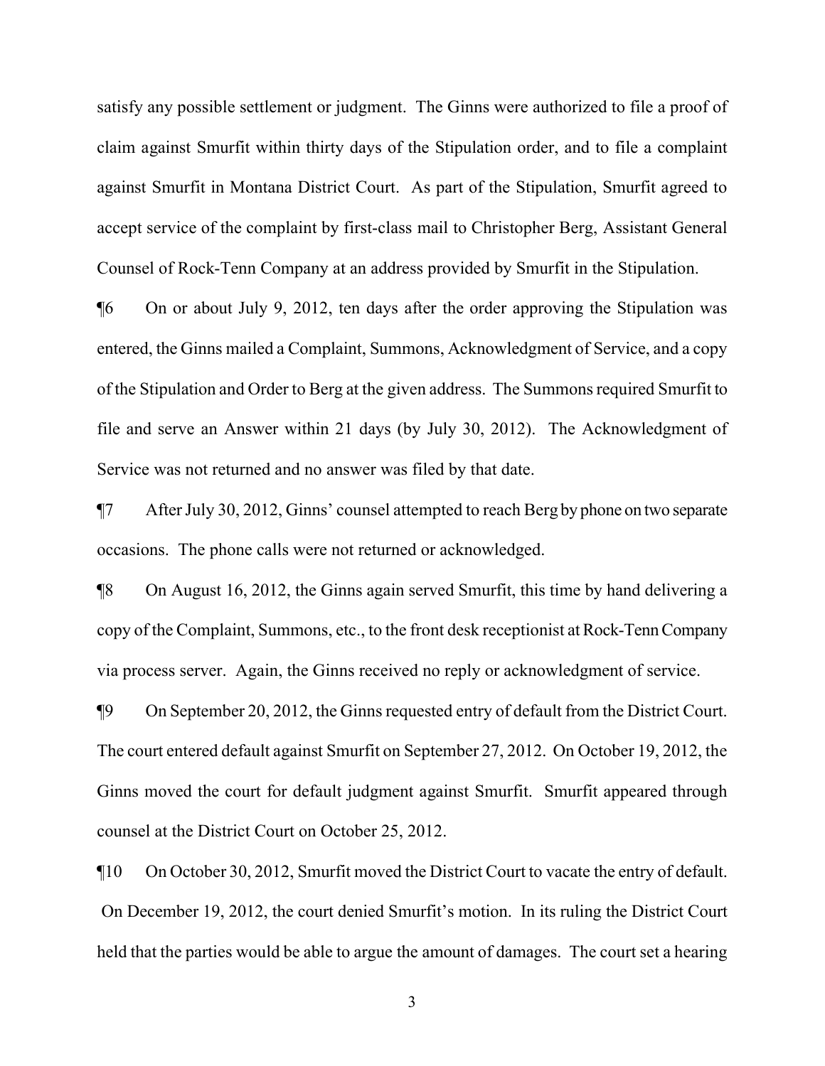satisfy any possible settlement or judgment. The Ginns were authorized to file a proof of claim against Smurfit within thirty days of the Stipulation order, and to file a complaint against Smurfit in Montana District Court. As part of the Stipulation, Smurfit agreed to accept service of the complaint by first-class mail to Christopher Berg, Assistant General Counsel of Rock-Tenn Company at an address provided by Smurfit in the Stipulation.

¶6 On or about July 9, 2012, ten days after the order approving the Stipulation was entered, the Ginns mailed a Complaint, Summons, Acknowledgment of Service, and a copy of the Stipulation and Order to Berg at the given address. The Summons required Smurfit to file and serve an Answer within 21 days (by July 30, 2012). The Acknowledgment of Service was not returned and no answer was filed by that date.

¶7 After July 30, 2012, Ginns' counsel attempted to reach Berg by phone on two separate occasions. The phone calls were not returned or acknowledged.

¶8 On August 16, 2012, the Ginns again served Smurfit, this time by hand delivering a copy of the Complaint, Summons, etc., to the front desk receptionist at Rock-Tenn Company via process server. Again, the Ginns received no reply or acknowledgment of service.

¶9 On September 20, 2012, the Ginns requested entry of default from the District Court. The court entered default against Smurfit on September 27, 2012. On October 19, 2012, the Ginns moved the court for default judgment against Smurfit. Smurfit appeared through counsel at the District Court on October 25, 2012.

¶10 On October 30, 2012, Smurfit moved the District Court to vacate the entry of default. On December 19, 2012, the court denied Smurfit's motion. In its ruling the District Court held that the parties would be able to argue the amount of damages. The court set a hearing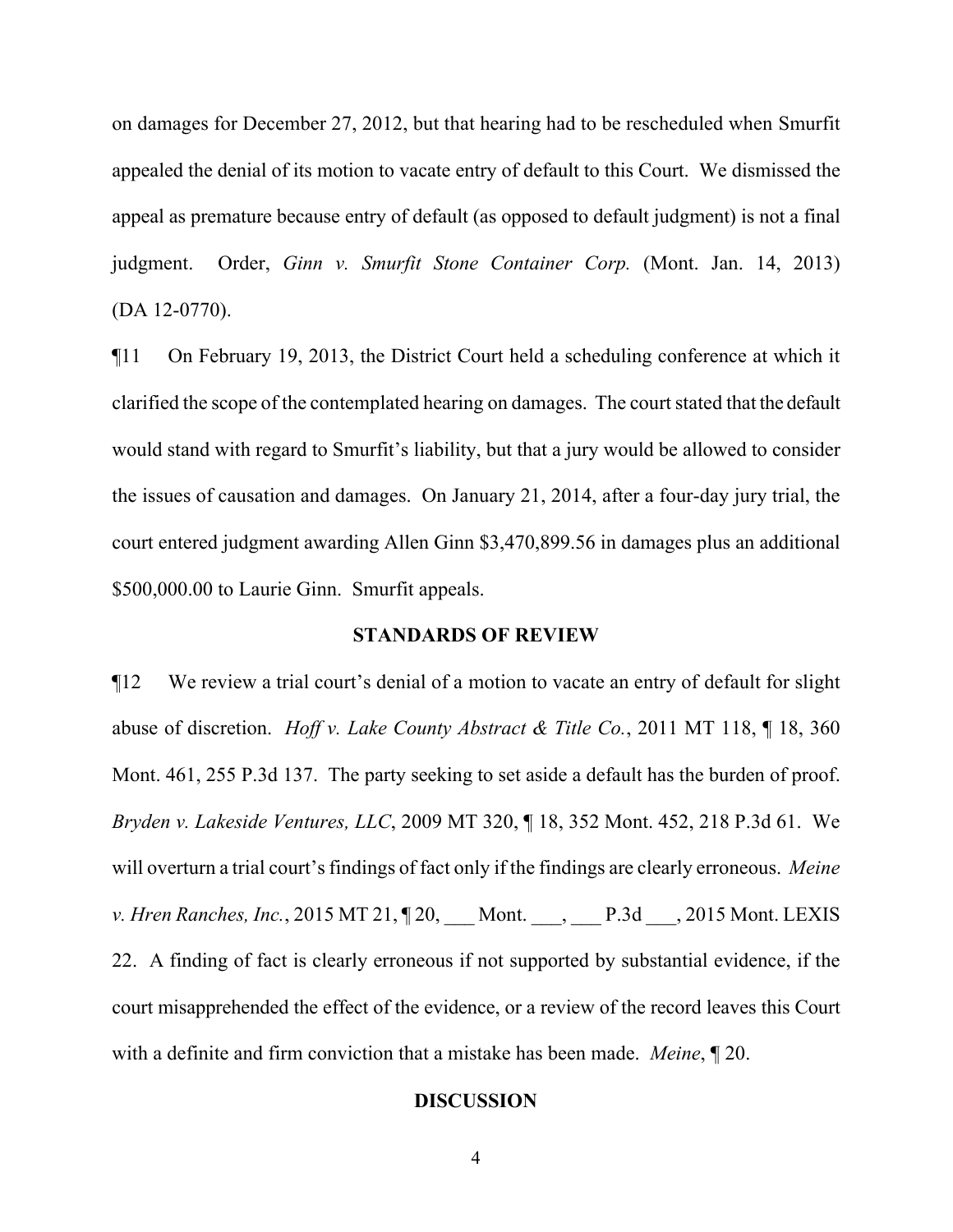on damages for December 27, 2012, but that hearing had to be rescheduled when Smurfit appealed the denial of its motion to vacate entry of default to this Court. We dismissed the appeal as premature because entry of default (as opposed to default judgment) is not a final judgment. Order, *Ginn v. Smurfit Stone Container Corp.* (Mont. Jan. 14, 2013) (DA 12-0770).

¶11 On February 19, 2013, the District Court held a scheduling conference at which it clarified the scope of the contemplated hearing on damages. The court stated that the default would stand with regard to Smurfit's liability, but that a jury would be allowed to consider the issues of causation and damages. On January 21, 2014, after a four-day jury trial, the court entered judgment awarding Allen Ginn $3,470,899.56 in damages plus an additional $500,000.00 to Laurie Ginn. Smurfit appeals.

## STANDARDS OF REVIEW

¶12 We review a trial court's denial of a motion to vacate an entry of default for slight abuse of discretion. *Hoff v. Lake County Abstract & Title Co.*, 2011 MT 118, ¶ 18, 360 Mont. 461, 255 P.3d 137. The party seeking to set aside a default has the burden of proof. *Bryden v. Lakeside Ventures, LLC*, 2009 MT 320, ¶ 18, 352 Mont. 452, 218 P.3d 61. We will overturn a trial court's findings of fact only if the findings are clearly erroneous. *Meine v. Hren Ranches, Inc.*, 2015 MT 21, ¶ 20, ___ Mont. ___, ___ P.3d ___, 2015 Mont. LEXIS 22. A finding of fact is clearly erroneous if not supported by substantial evidence, if the court misapprehended the effect of the evidence, or a review of the record leaves this Court with a definite and firm conviction that a mistake has been made. *Meine*, ¶ 20.

## DISCUSSION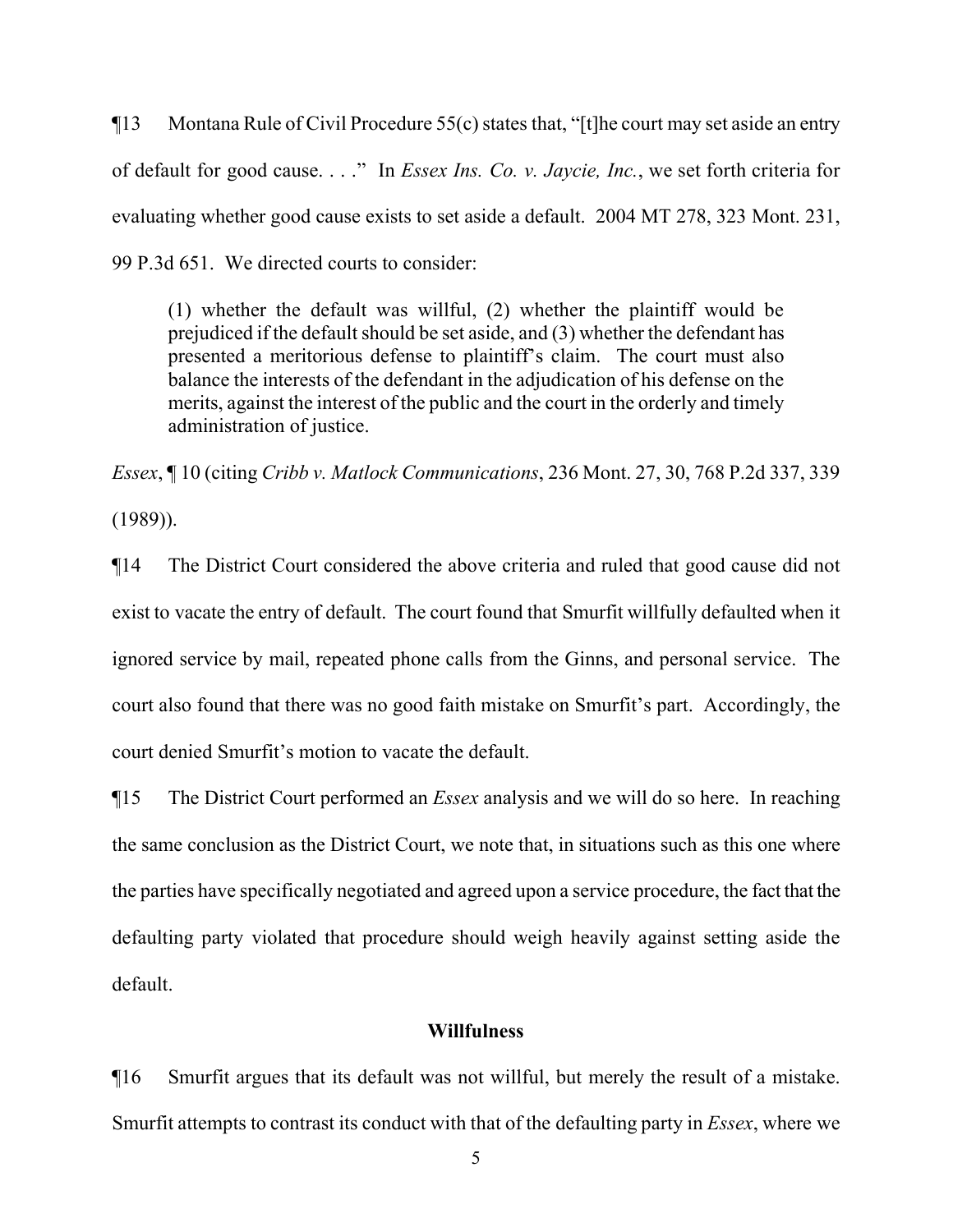¶13 Montana Rule of Civil Procedure 55(c) states that, "[t]he court may set aside an entry of default for good cause. . . ." In *Essex Ins. Co. v. Jaycie, Inc.*, we set forth criteria for evaluating whether good cause exists to set aside a default. 2004 MT 278, 323 Mont. 231, 99 P.3d 651. We directed courts to consider:

> (1) whether the default was willful, (2) whether the plaintiff would be prejudiced if the default should be set aside, and (3) whether the defendant has presented a meritorious defense to plaintiff's claim. The court must also balance the interests of the defendant in the adjudication of his defense on the merits, against the interest of the public and the court in the orderly and timely administration of justice.

*Essex*, ¶ 10 (citing *Cribb v. Matlock Communications*, 236 Mont. 27, 30, 768 P.2d 337, 339 (1989)).

¶14 The District Court considered the above criteria and ruled that good cause did not exist to vacate the entry of default. The court found that Smurfit willfully defaulted when it ignored service by mail, repeated phone calls from the Ginns, and personal service. The court also found that there was no good faith mistake on Smurfit's part. Accordingly, the court denied Smurfit's motion to vacate the default.

¶15 The District Court performed an *Essex* analysis and we will do so here. In reaching the same conclusion as the District Court, we note that, in situations such as this one where the parties have specifically negotiated and agreed upon a service procedure, the fact that the defaulting party violated that procedure should weigh heavily against setting aside the default.

**Willfulness**

¶16 Smurfit argues that its default was not willful, but merely the result of a mistake. Smurfit attempts to contrast its conduct with that of the defaulting party in *Essex*, where we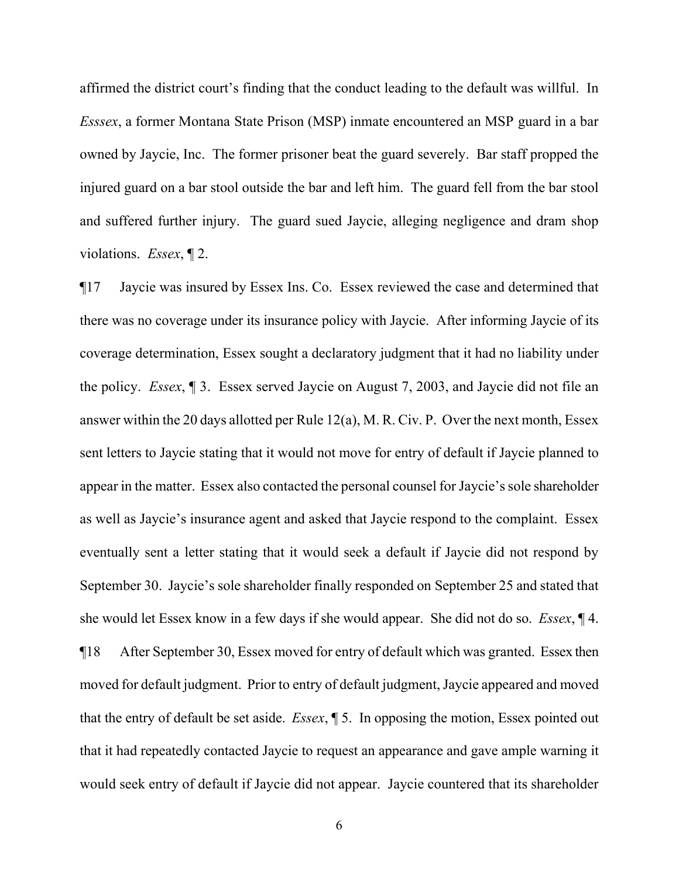affirmed the district court's finding that the conduct leading to the default was willful. In *Esssex*, a former Montana State Prison (MSP) inmate encountered an MSP guard in a bar owned by Jaycie, Inc. The former prisoner beat the guard severely. Bar staff propped the injured guard on a bar stool outside the bar and left him. The guard fell from the bar stool and suffered further injury. The guard sued Jaycie, alleging negligence and dram shop violations. *Essex*, ¶ 2.

¶17 Jaycie was insured by Essex Ins. Co. Essex reviewed the case and determined that there was no coverage under its insurance policy with Jaycie. After informing Jaycie of its coverage determination, Essex sought a declaratory judgment that it had no liability under the policy. *Essex*, ¶ 3. Essex served Jaycie on August 7, 2003, and Jaycie did not file an answer within the 20 days allotted per Rule 12(a), M. R. Civ. P. Over the next month, Essex sent letters to Jaycie stating that it would not move for entry of default if Jaycie planned to appear in the matter. Essex also contacted the personal counsel for Jaycie's sole shareholder as well as Jaycie's insurance agent and asked that Jaycie respond to the complaint. Essex eventually sent a letter stating that it would seek a default if Jaycie did not respond by September 30. Jaycie's sole shareholder finally responded on September 25 and stated that she would let Essex know in a few days if she would appear. She did not do so. *Essex*, ¶ 4.

¶18 After September 30, Essex moved for entry of default which was granted. Essex then moved for default judgment. Prior to entry of default judgment, Jaycie appeared and moved that the entry of default be set aside. *Essex*, ¶ 5. In opposing the motion, Essex pointed out that it had repeatedly contacted Jaycie to request an appearance and gave ample warning it would seek entry of default if Jaycie did not appear. Jaycie countered that its shareholder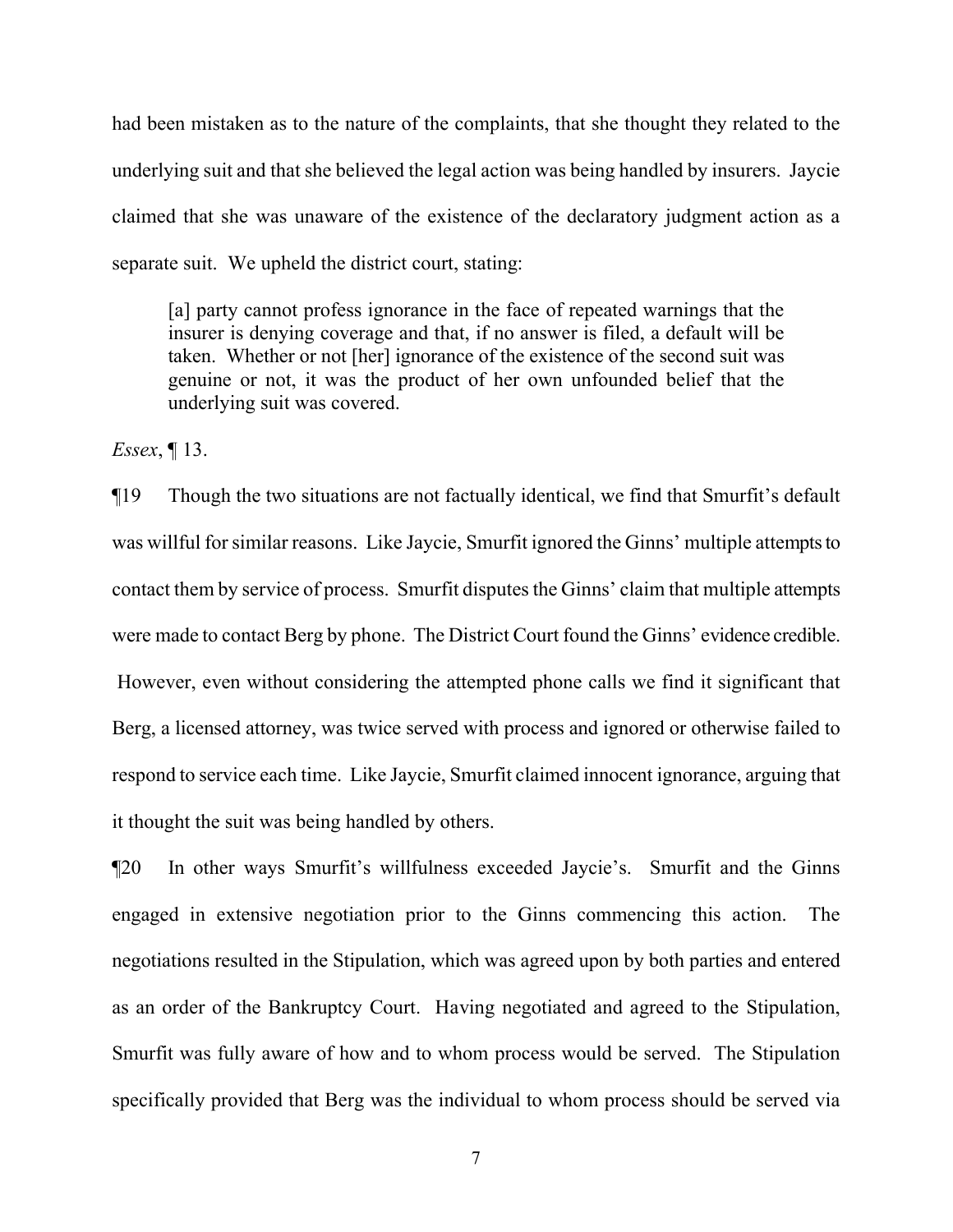had been mistaken as to the nature of the complaints, that she thought they related to the underlying suit and that she believed the legal action was being handled by insurers. Jaycie claimed that she was unaware of the existence of the declaratory judgment action as a separate suit. We upheld the district court, stating:

> [a] party cannot profess ignorance in the face of repeated warnings that the insurer is denying coverage and that, if no answer is filed, a default will be taken. Whether or not [her] ignorance of the existence of the second suit was genuine or not, it was the product of her own unfounded belief that the underlying suit was covered.

*Essex*, ¶ 13.

¶19 Though the two situations are not factually identical, we find that Smurfit's default was willful for similar reasons. Like Jaycie, Smurfit ignored the Ginns' multiple attempts to contact them by service of process. Smurfit disputes the Ginns' claim that multiple attempts were made to contact Berg by phone. The District Court found the Ginns' evidence credible. However, even without considering the attempted phone calls we find it significant that Berg, a licensed attorney, was twice served with process and ignored or otherwise failed to respond to service each time. Like Jaycie, Smurfit claimed innocent ignorance, arguing that it thought the suit was being handled by others.

¶20 In other ways Smurfit's willfulness exceeded Jaycie's. Smurfit and the Ginns engaged in extensive negotiation prior to the Ginns commencing this action. The negotiations resulted in the Stipulation, which was agreed upon by both parties and entered as an order of the Bankruptcy Court. Having negotiated and agreed to the Stipulation, Smurfit was fully aware of how and to whom process would be served. The Stipulation specifically provided that Berg was the individual to whom process should be served via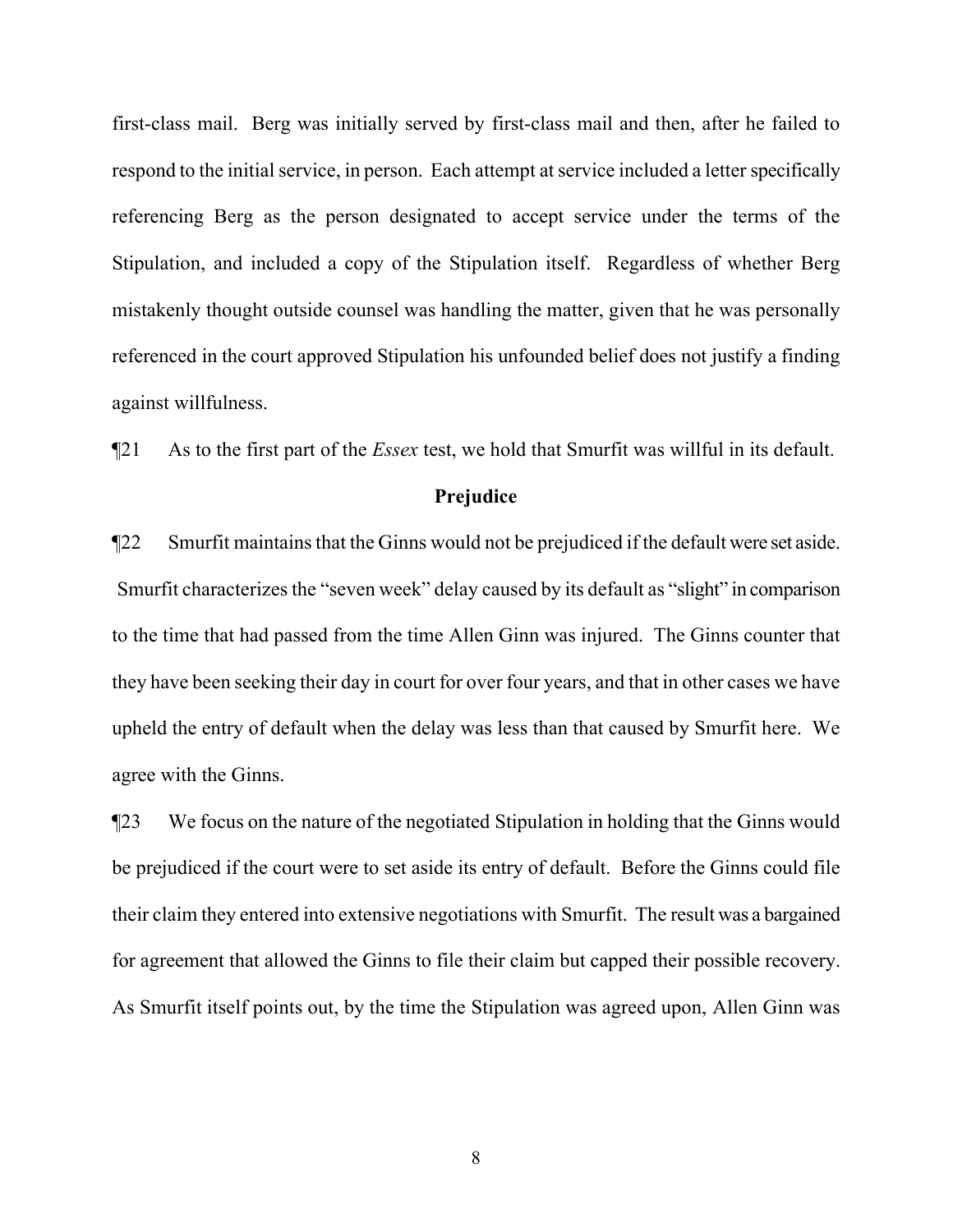first-class mail. Berg was initially served by first-class mail and then, after he failed to respond to the initial service, in person. Each attempt at service included a letter specifically referencing Berg as the person designated to accept service under the terms of the Stipulation, and included a copy of the Stipulation itself. Regardless of whether Berg mistakenly thought outside counsel was handling the matter, given that he was personally referenced in the court approved Stipulation his unfounded belief does not justify a finding against willfulness.

¶21 As to the first part of the *Essex* test, we hold that Smurfit was willful in its default.

**Prejudice**

¶22 Smurfit maintains that the Ginns would not be prejudiced if the default were set aside. Smurfit characterizes the "seven week" delay caused by its default as "slight" in comparison to the time that had passed from the time Allen Ginn was injured. The Ginns counter that they have been seeking their day in court for over four years, and that in other cases we have upheld the entry of default when the delay was less than that caused by Smurfit here. We agree with the Ginns.

¶23 We focus on the nature of the negotiated Stipulation in holding that the Ginns would be prejudiced if the court were to set aside its entry of default. Before the Ginns could file their claim they entered into extensive negotiations with Smurfit. The result was a bargained for agreement that allowed the Ginns to file their claim but capped their possible recovery. As Smurfit itself points out, by the time the Stipulation was agreed upon, Allen Ginn was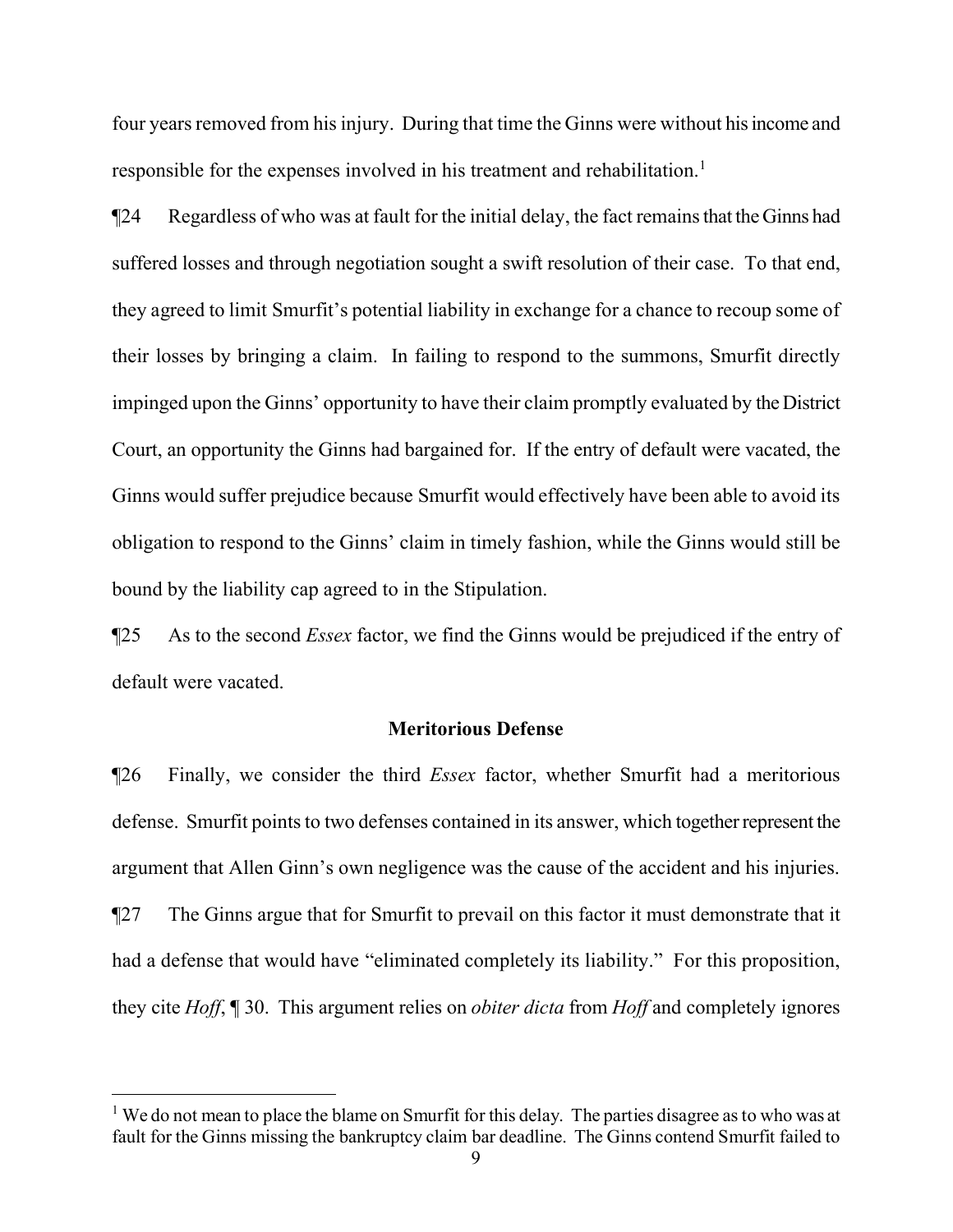four years removed from his injury. During that time the Ginns were without his income and responsible for the expenses involved in his treatment and rehabilitation.[1]

¶24 Regardless of who was at fault for the initial delay, the fact remains that the Ginns had suffered losses and through negotiation sought a swift resolution of their case. To that end, they agreed to limit Smurfit's potential liability in exchange for a chance to recoup some of their losses by bringing a claim. In failing to respond to the summons, Smurfit directly impinged upon the Ginns' opportunity to have their claim promptly evaluated by the District Court, an opportunity the Ginns had bargained for. If the entry of default were vacated, the Ginns would suffer prejudice because Smurfit would effectively have been able to avoid its obligation to respond to the Ginns' claim in timely fashion, while the Ginns would still be bound by the liability cap agreed to in the Stipulation.

¶25 As to the second *Essex* factor, we find the Ginns would be prejudiced if the entry of default were vacated.

**Meritorious Defense**

¶26 Finally, we consider the third *Essex* factor, whether Smurfit had a meritorious defense. Smurfit points to two defenses contained in its answer, which together represent the argument that Allen Ginn's own negligence was the cause of the accident and his injuries.

¶27 The Ginns argue that for Smurfit to prevail on this factor it must demonstrate that it had a defense that would have "eliminated completely its liability." For this proposition, they cite *Hoff*, ¶ 30. This argument relies on *obiter dicta* from *Hoff* and completely ignores

[1] We do not mean to place the blame on Smurfit for this delay. The parties disagree as to who was at fault for the Ginns missing the bankruptcy claim bar deadline. The Ginns contend Smurfit failed to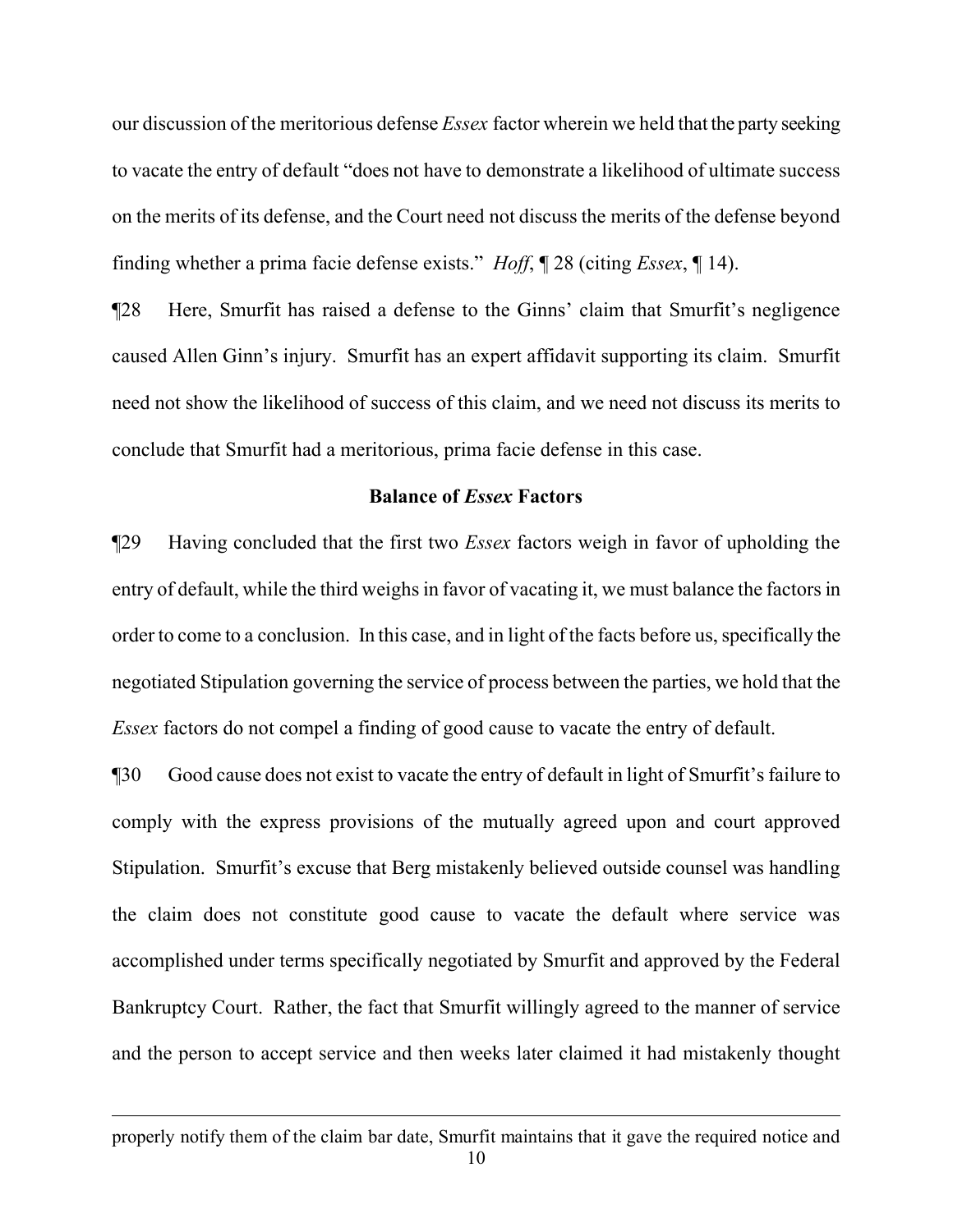our discussion of the meritorious defense *Essex* factor wherein we held that the party seeking to vacate the entry of default "does not have to demonstrate a likelihood of ultimate success on the merits of its defense, and the Court need not discuss the merits of the defense beyond finding whether a prima facie defense exists." *Hoff*, ¶ 28 (citing *Essex*, ¶ 14).

¶28 Here, Smurfit has raised a defense to the Ginns' claim that Smurfit's negligence caused Allen Ginn's injury. Smurfit has an expert affidavit supporting its claim. Smurfit need not show the likelihood of success of this claim, and we need not discuss its merits to conclude that Smurfit had a meritorious, prima facie defense in this case.

### Balance of *Essex* Factors

¶29 Having concluded that the first two *Essex* factors weigh in favor of upholding the entry of default, while the third weighs in favor of vacating it, we must balance the factors in order to come to a conclusion. In this case, and in light of the facts before us, specifically the negotiated Stipulation governing the service of process between the parties, we hold that the *Essex* factors do not compel a finding of good cause to vacate the entry of default.

¶30 Good cause does not exist to vacate the entry of default in light of Smurfit's failure to comply with the express provisions of the mutually agreed upon and court approved Stipulation. Smurfit's excuse that Berg mistakenly believed outside counsel was handling the claim does not constitute good cause to vacate the default where service was accomplished under terms specifically negotiated by Smurfit and approved by the Federal Bankruptcy Court. Rather, the fact that Smurfit willingly agreed to the manner of service and the person to accept service and then weeks later claimed it had mistakenly thought

---

properly notify them of the claim bar date, Smurfit maintains that it gave the required notice and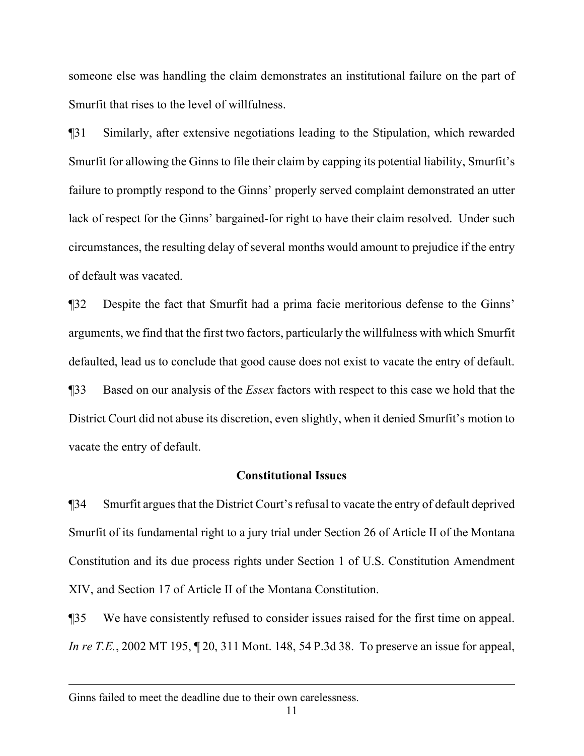someone else was handling the claim demonstrates an institutional failure on the part of Smurfit that rises to the level of willfulness.

¶31 Similarly, after extensive negotiations leading to the Stipulation, which rewarded Smurfit for allowing the Ginns to file their claim by capping its potential liability, Smurfit's failure to promptly respond to the Ginns' properly served complaint demonstrated an utter lack of respect for the Ginns' bargained-for right to have their claim resolved. Under such circumstances, the resulting delay of several months would amount to prejudice if the entry of default was vacated.

¶32 Despite the fact that Smurfit had a prima facie meritorious defense to the Ginns' arguments, we find that the first two factors, particularly the willfulness with which Smurfit defaulted, lead us to conclude that good cause does not exist to vacate the entry of default.

¶33 Based on our analysis of the *Essex* factors with respect to this case we hold that the District Court did not abuse its discretion, even slightly, when it denied Smurfit's motion to vacate the entry of default.

**Constitutional Issues**

¶34 Smurfit argues that the District Court's refusal to vacate the entry of default deprived Smurfit of its fundamental right to a jury trial under Section 26 of Article II of the Montana Constitution and its due process rights under Section 1 of U.S. Constitution Amendment XIV, and Section 17 of Article II of the Montana Constitution.

¶35 We have consistently refused to consider issues raised for the first time on appeal. *In re T.E.*, 2002 MT 195, ¶ 20, 311 Mont. 148, 54 P.3d 38. To preserve an issue for appeal,

---

Ginns failed to meet the deadline due to their own carelessness.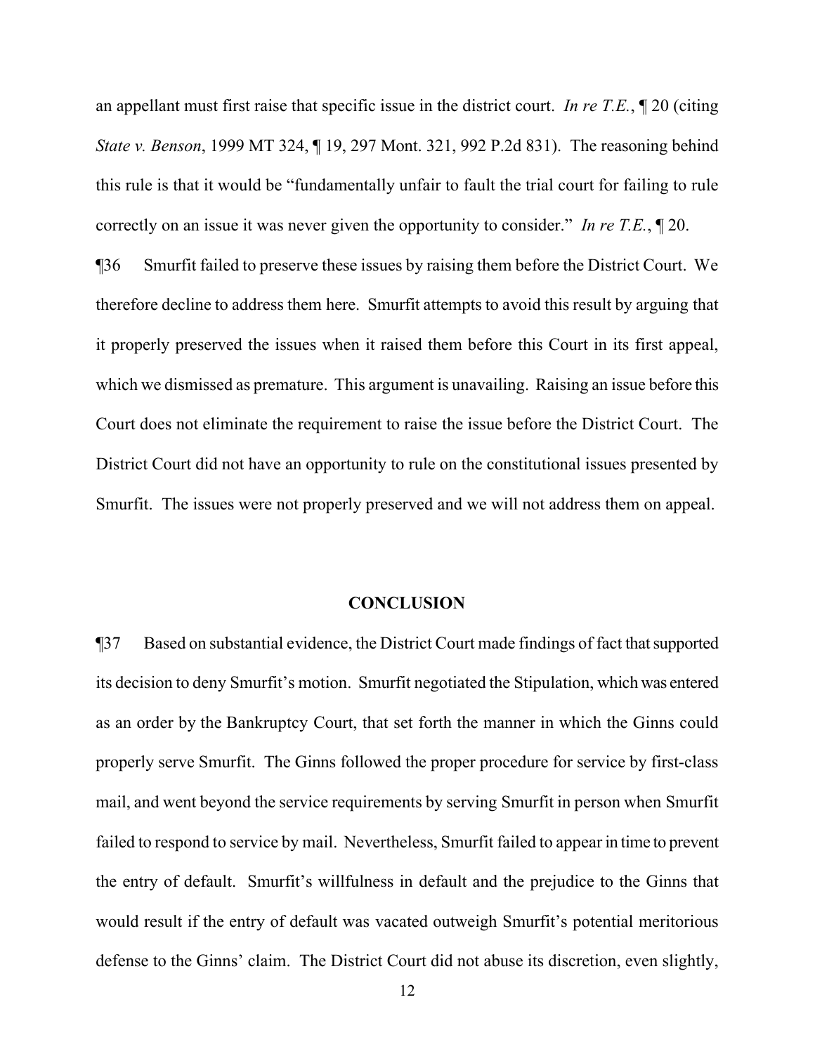an appellant must first raise that specific issue in the district court. *In re T.E.*, ¶ 20 (citing *State v. Benson*, 1999 MT 324, ¶ 19, 297 Mont. 321, 992 P.2d 831). The reasoning behind this rule is that it would be "fundamentally unfair to fault the trial court for failing to rule correctly on an issue it was never given the opportunity to consider." *In re T.E.*, ¶ 20.

¶36 Smurfit failed to preserve these issues by raising them before the District Court. We therefore decline to address them here. Smurfit attempts to avoid this result by arguing that it properly preserved the issues when it raised them before this Court in its first appeal, which we dismissed as premature. This argument is unavailing. Raising an issue before this Court does not eliminate the requirement to raise the issue before the District Court. The District Court did not have an opportunity to rule on the constitutional issues presented by Smurfit. The issues were not properly preserved and we will not address them on appeal.

## CONCLUSION

¶37 Based on substantial evidence, the District Court made findings of fact that supported its decision to deny Smurfit's motion. Smurfit negotiated the Stipulation, which was entered as an order by the Bankruptcy Court, that set forth the manner in which the Ginns could properly serve Smurfit. The Ginns followed the proper procedure for service by first-class mail, and went beyond the service requirements by serving Smurfit in person when Smurfit failed to respond to service by mail. Nevertheless, Smurfit failed to appear in time to prevent the entry of default. Smurfit's willfulness in default and the prejudice to the Ginns that would result if the entry of default was vacated outweigh Smurfit's potential meritorious defense to the Ginns' claim. The District Court did not abuse its discretion, even slightly,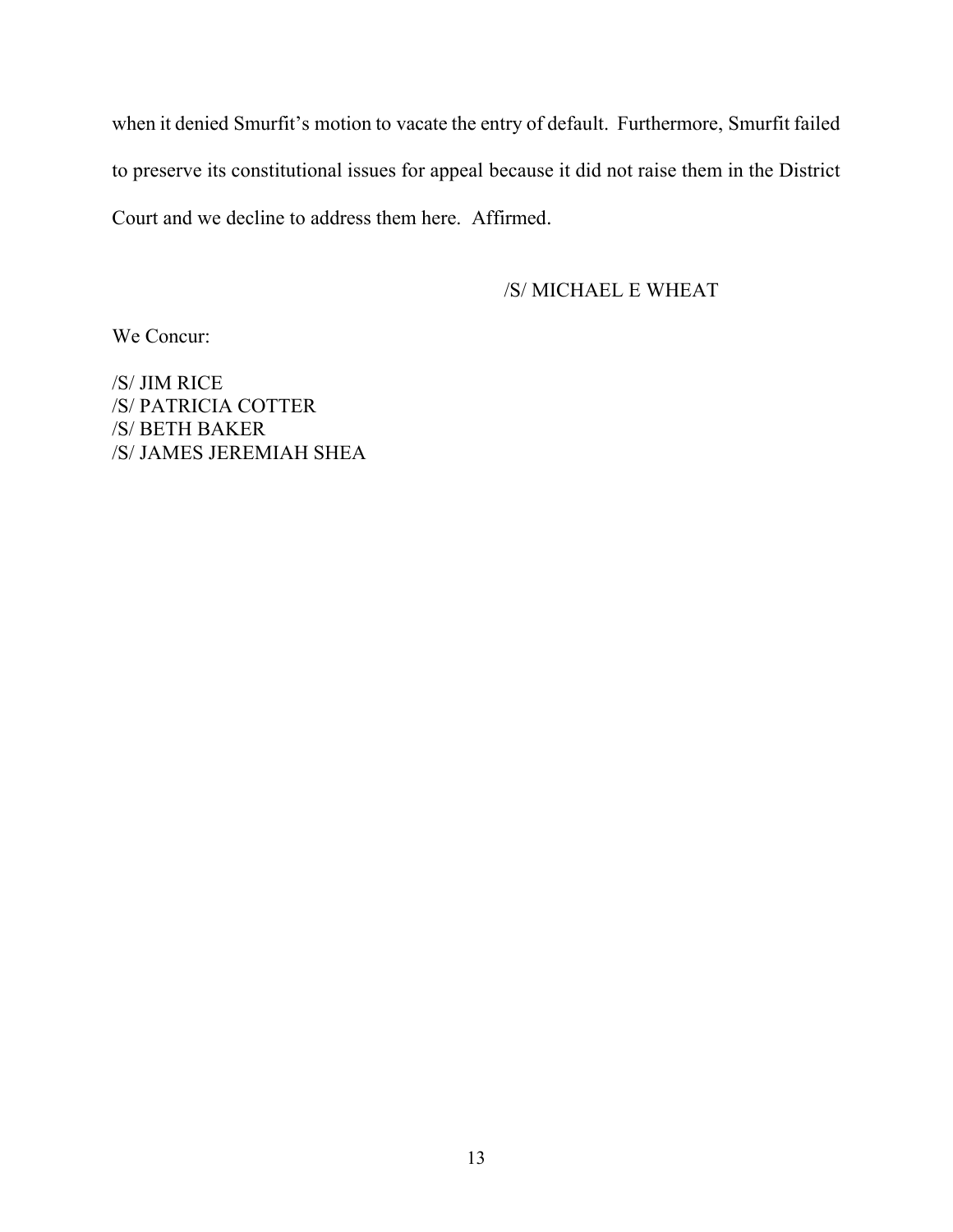when it denied Smurfit's motion to vacate the entry of default. Furthermore, Smurfit failed to preserve its constitutional issues for appeal because it did not raise them in the District Court and we decline to address them here. Affirmed.

/S/ MICHAEL E WHEAT

We Concur:

/S/ JIM RICE
/S/ PATRICIA COTTER
/S/ BETH BAKER
/S/ JAMES JEREMIAH SHEA